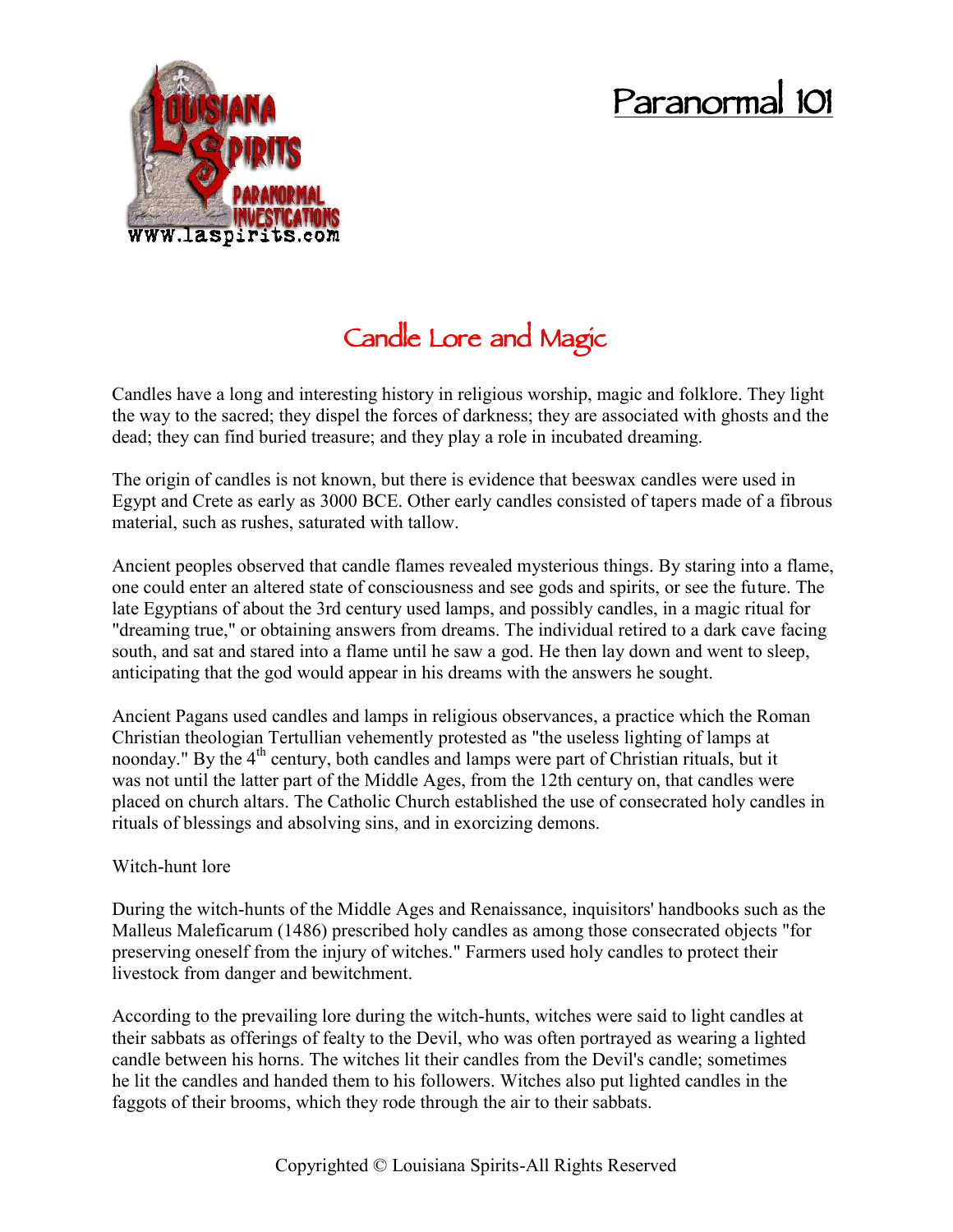# Paranormal 101

## Candle Lore and Magic

Candles have a long and interesting history in religious worship, magic and folklore. They light the way to the sacred; they dispel the forces of darkness; they are associated with ghosts and the dead; they can find buried treasure; and they play a role in incubated dreaming.

The origin of candles is not known, but there is evidence that beeswax candles were used in Egypt and Crete as early as 3000 BCE. Other early candles consisted of tapers made of a fibrous material, such as rushes, saturated with tallow.

Ancient peoples observed that candle flames revealed mysterious things. By staring into a flame, one could enter an altered state of consciousness and see gods and spirits, or see the future. The late Egyptians of about the 3rd century used lamps, and possibly candles, in a magic ritual for "dreaming true," or obtaining answers from dreams. The individual retired to a dark cave facing south, and sat and stared into a flame until he saw a god. He then lay down and went to sleep, anticipating that the god would appear in his dreams with the answers he sought.

Ancient Pagans used candles and lamps in religious observances, a practice which the Roman Christian theologian Tertullian vehemently protested as "the useless lighting of lamps at noonday." By the 4th century, both candles and lamps were part of Christian rituals, but it was not until the latter part of the Middle Ages, from the 12th century on, that candles were placed on church altars. The Catholic Church established the use of consecrated holy candles in rituals of blessings and absolving sins, and in exorcizing demons.

Witch-hunt lore

During the witch-hunts of the Middle Ages and Renaissance, inquisitors' handbooks such as the Malleus Maleficarum (1486) prescribed holy candles as among those consecrated objects "for preserving oneself from the injury of witches." Farmers used holy candles to protect their livestock from danger and bewitchment.

According to the prevailing lore during the witch-hunts, witches were said to light candles at their sabbats as offerings of fealty to the Devil, who was often portrayed as wearing a lighted candle between his horns. The witches lit their candles from the Devil's candle; sometimes he lit the candles and handed them to his followers. Witches also put lighted candles in the faggots of their brooms, which they rode through the air to their sabbats.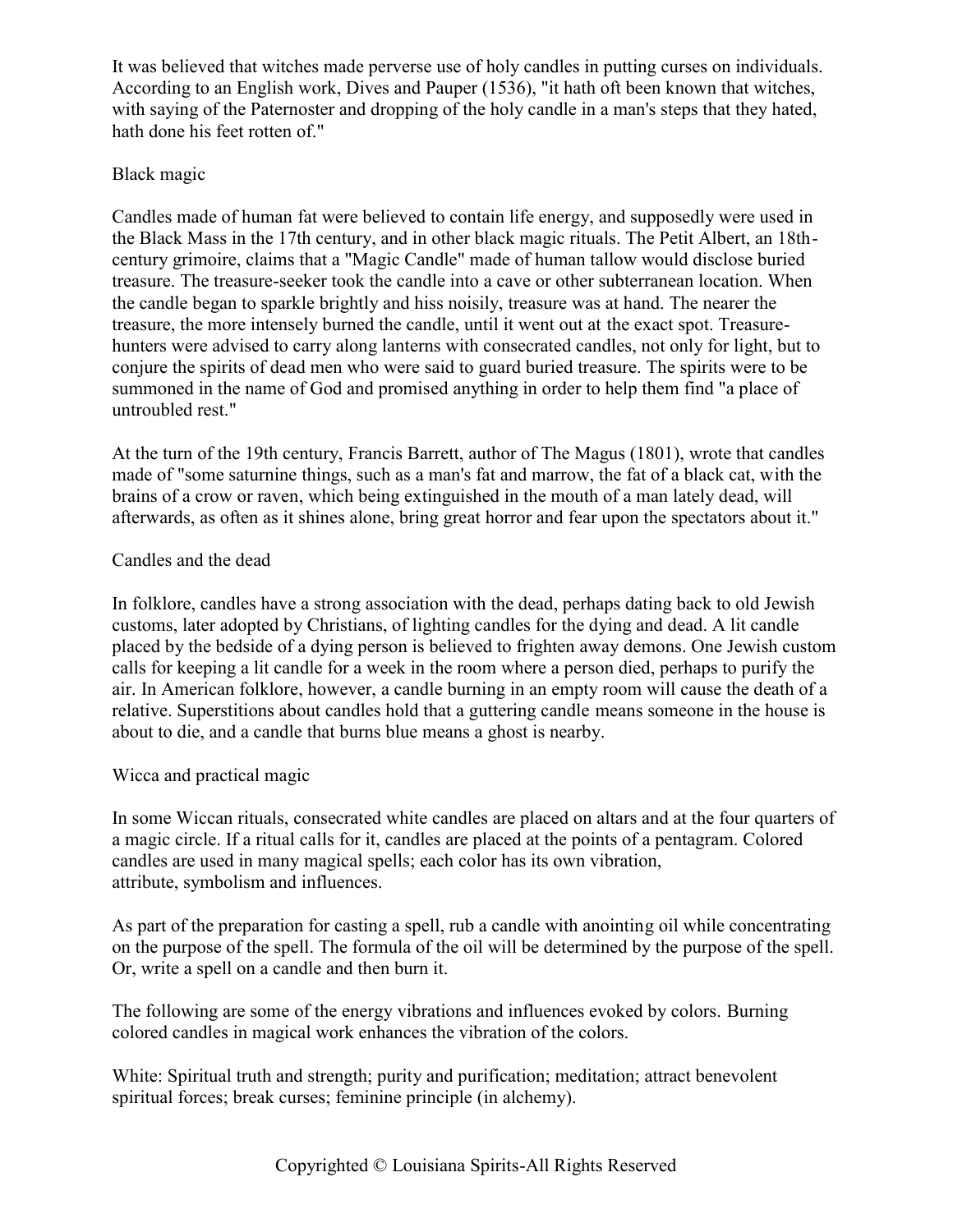It was believed that witches made perverse use of holy candles in putting curses on individuals. According to an English work, Dives and Pauper (1536), "it hath oft been known that witches, with saying of the Paternoster and dropping of the holy candle in a man's steps that they hated, hath done his feet rotten of."

## Black magic

Candles made of human fat were believed to contain life energy, and supposedly were used in the Black Mass in the 17th century, and in other black magic rituals. The Petit Albert, an 18th-century grimoire, claims that a "Magic Candle" made of human tallow would disclose buried treasure. The treasure-seeker took the candle into a cave or other subterranean location. When the candle began to sparkle brightly and hiss noisily, treasure was at hand. The nearer the treasure, the more intensely burned the candle, until it went out at the exact spot. Treasure-hunters were advised to carry along lanterns with consecrated candles, not only for light, but to conjure the spirits of dead men who were said to guard buried treasure. The spirits were to be summoned in the name of God and promised anything in order to help them find "a place of untroubled rest."

At the turn of the 19th century, Francis Barrett, author of The Magus (1801), wrote that candles made of "some saturnine things, such as a man's fat and marrow, the fat of a black cat, with the brains of a crow or raven, which being extinguished in the mouth of a man lately dead, will afterwards, as often as it shines alone, bring great horror and fear upon the spectators about it."

## Candles and the dead

In folklore, candles have a strong association with the dead, perhaps dating back to old Jewish customs, later adopted by Christians, of lighting candles for the dying and dead. A lit candle placed by the bedside of a dying person is believed to frighten away demons. One Jewish custom calls for keeping a lit candle for a week in the room where a person died, perhaps to purify the air. In American folklore, however, a candle burning in an empty room will cause the death of a relative. Superstitions about candles hold that a guttering candle means someone in the house is about to die, and a candle that burns blue means a ghost is nearby.

## Wicca and practical magic

In some Wiccan rituals, consecrated white candles are placed on altars and at the four quarters of a magic circle. If a ritual calls for it, candles are placed at the points of a pentagram. Colored candles are used in many magical spells; each color has its own vibration, attribute, symbolism and influences.

As part of the preparation for casting a spell, rub a candle with anointing oil while concentrating on the purpose of the spell. The formula of the oil will be determined by the purpose of the spell. Or, write a spell on a candle and then burn it.

The following are some of the energy vibrations and influences evoked by colors. Burning colored candles in magical work enhances the vibration of the colors.

White: Spiritual truth and strength; purity and purification; meditation; attract benevolent spiritual forces; break curses; feminine principle (in alchemy).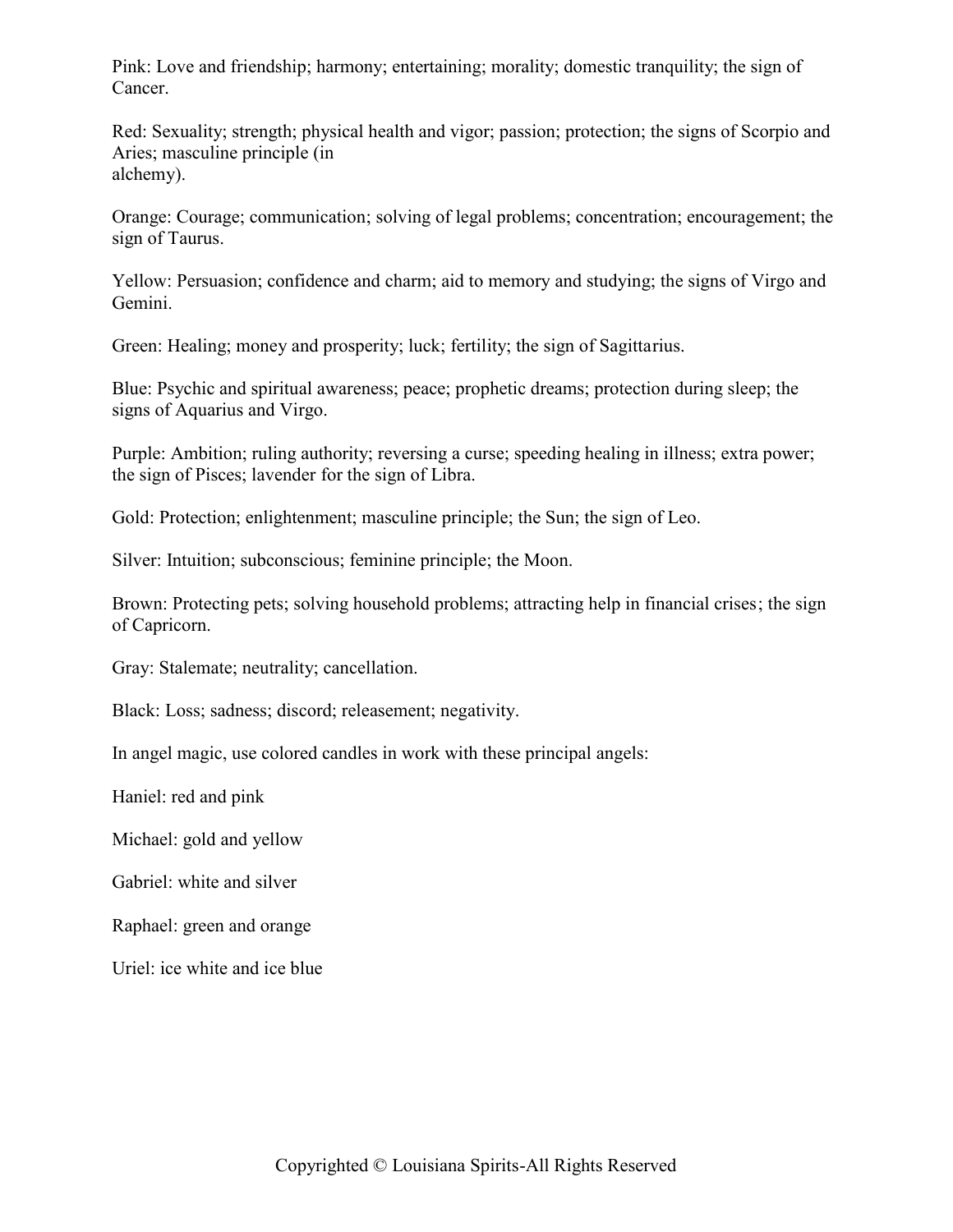Pink: Love and friendship; harmony; entertaining; morality; domestic tranquility; the sign of Cancer.

Red: Sexuality; strength; physical health and vigor; passion; protection; the signs of Scorpio and Aries; masculine principle (in alchemy).

Orange: Courage; communication; solving of legal problems; concentration; encouragement; the sign of Taurus.

Yellow: Persuasion; confidence and charm; aid to memory and studying; the signs of Virgo and Gemini.

Green: Healing; money and prosperity; luck; fertility; the sign of Sagittarius.

Blue: Psychic and spiritual awareness; peace; prophetic dreams; protection during sleep; the signs of Aquarius and Virgo.

Purple: Ambition; ruling authority; reversing a curse; speeding healing in illness; extra power; the sign of Pisces; lavender for the sign of Libra.

Gold: Protection; enlightenment; masculine principle; the Sun; the sign of Leo.

Silver: Intuition; subconscious; feminine principle; the Moon.

Brown: Protecting pets; solving household problems; attracting help in financial crises; the sign of Capricorn.

Gray: Stalemate; neutrality; cancellation.

Black: Loss; sadness; discord; releasement; negativity.

In angel magic, use colored candles in work with these principal angels:

Haniel: red and pink

Michael: gold and yellow

Gabriel: white and silver

Raphael: green and orange

Uriel: ice white and ice blue